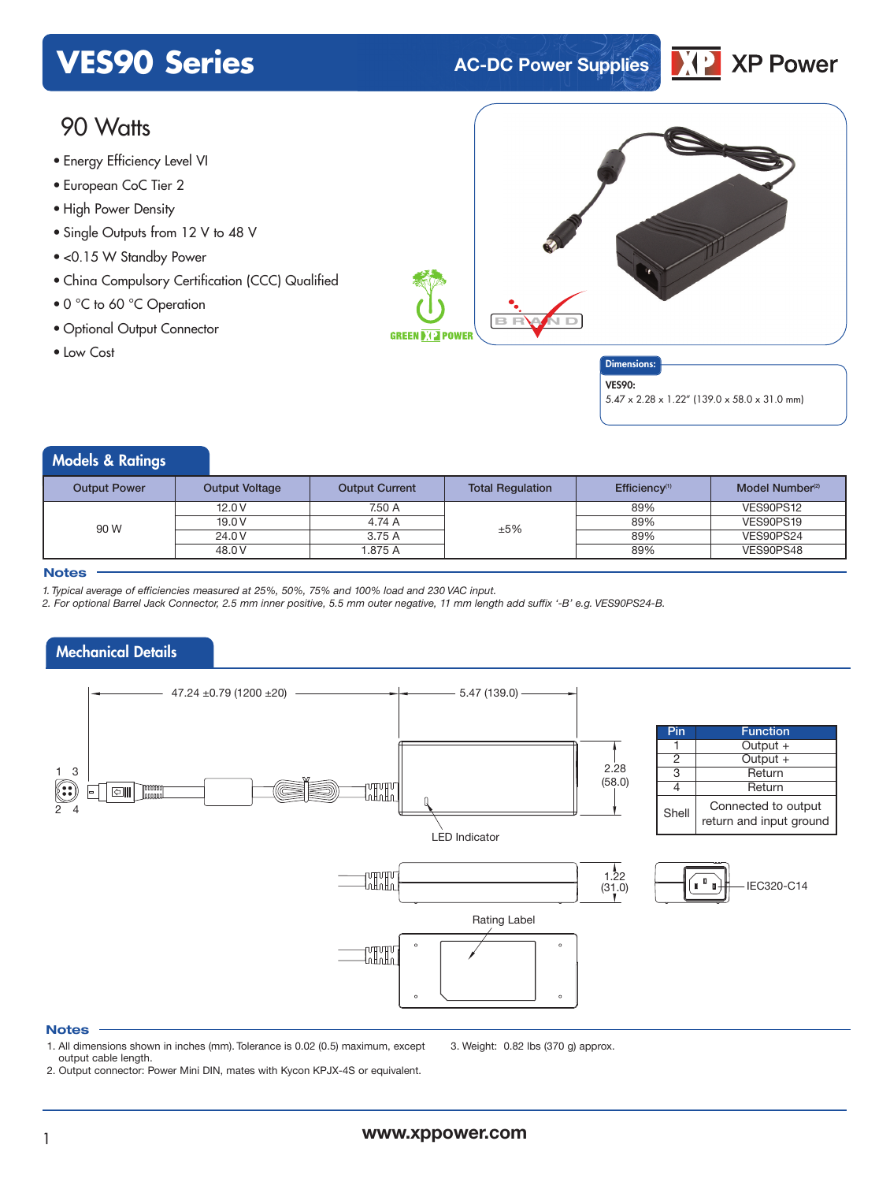# VES90 Series

AC-DC Power Supplies

XP Power

## 90 Watts

- Energy Efficiency Level VI
- European CoC Tier 2
- High Power Density
- Single Outputs from 12 V to 48 V
- <0.15 W Standby Power
- China Compulsory Certification (CCC) Qualified
- 0 °C to 60 °C Operation
- Optional Output Connector
- Low Cost

**Dimensions:**

**VES90:**
5.47 x 2.28 x 1.22" (139.0 x 58.0 x 31.0 mm)

## Models & Ratings

| Output Power | Output Voltage | Output Current | Total Regulation | Efficiency[1] | Model Number[2] |
|---|---|---|---|---|---|
| 90 W | 12.0 V | 7.50 A | ±5% | 89% | VES90PS12 |
| | 19.0 V | 4.74 A | | 89% | VES90PS19 |
| | 24.0 V | 3.75 A | | 89% | VES90PS24 |
| | 48.0 V | 1.875 A | | 89% | VES90PS48 |

**Notes**

*1. Typical average of efficiencies measured at 25%, 50%, 75% and 100% load and 230 VAC input.*
*2. For optional Barrel Jack Connector, 2.5 mm inner positive, 5.5 mm outer negative, 11 mm length add suffix '-B' e.g. VES90PS24-B.*

## Mechanical Details

47.24 ±0.79 (1200 ±20)

5.47 (139.0)

2.28 (58.0)

1.22 (31.0)

LED Indicator

Rating Label

IEC320-C14

| Pin | Function |
|---|---|
| 1 | Output + |
| 2 | Output + |
| 3 | Return |
| 4 | Return |
| Shell | Connected to output return and input ground |

**Notes**

1. All dimensions shown in inches (mm). Tolerance is 0.02 (0.5) maximum, except output cable length.
2. Output connector: Power Mini DIN, mates with Kycon KPJX-4S or equivalent.
3. Weight: 0.82 lbs (370 g) approx.

www.xppower.com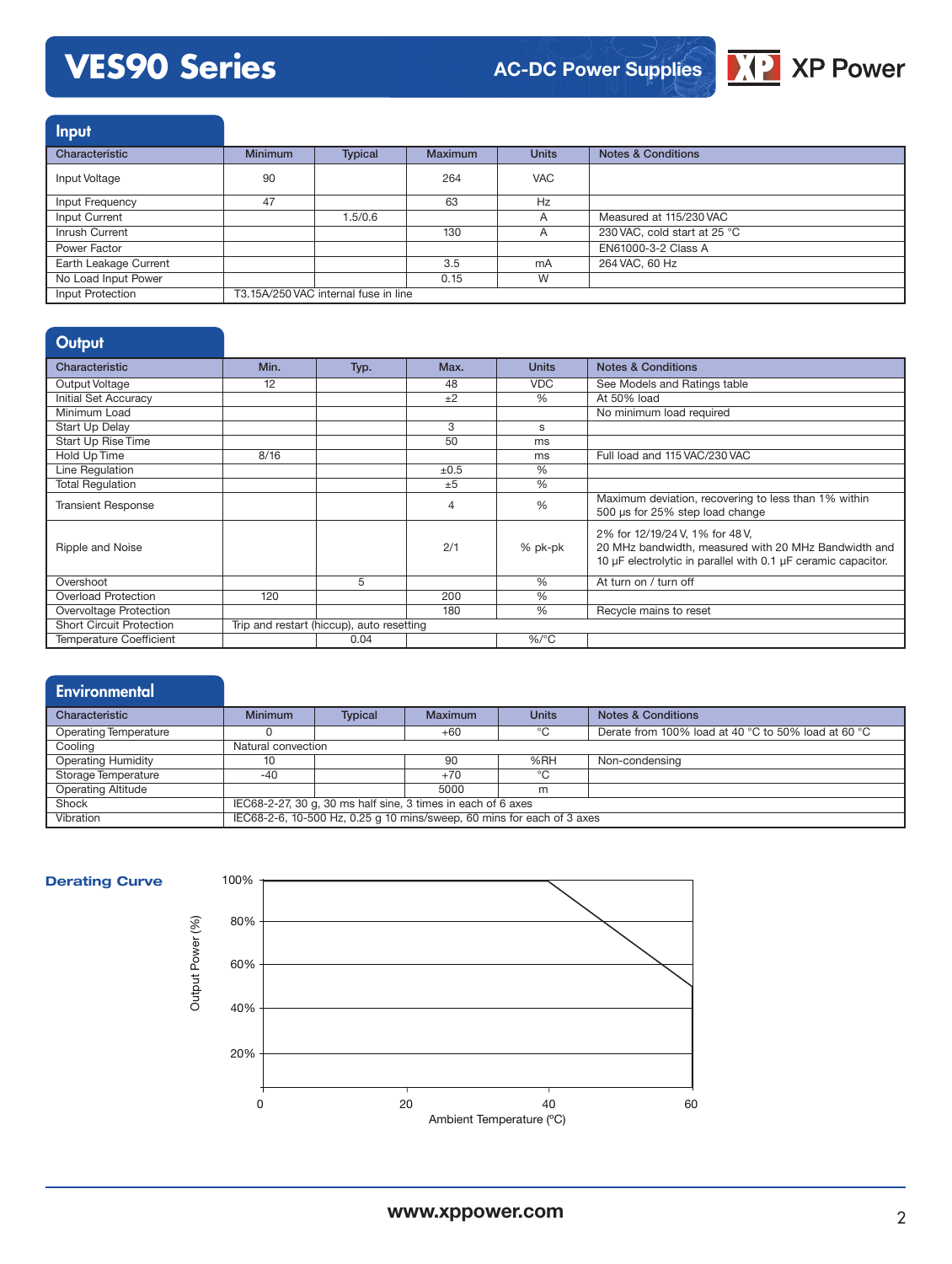## Input

| Characteristic | Minimum | Typical | Maximum | Units | Notes & Conditions |
|---|---|---|---|---|---|
| Input Voltage | 90 | | 264 | VAC | |
| Input Frequency | 47 | | 63 | Hz | |
| Input Current | | 1.5/0.6 | | A | Measured at 115/230 VAC |
| Inrush Current | | | 130 | A | 230 VAC, cold start at 25 °C |
| Power Factor | | | | | EN61000-3-2 Class A |
| Earth Leakage Current | | | 3.5 | mA | 264 VAC, 60 Hz |
| No Load Input Power | | | 0.15 | W | |
| Input Protection | T3.15A/250 VAC internal fuse in line | | | | |

## Output

| Characteristic | Min. | Typ. | Max. | Units | Notes & Conditions |
|---|---|---|---|---|---|
| Output Voltage | 12 | | 48 | VDC | See Models and Ratings table |
| Initial Set Accuracy | | | ±2 | % | At 50% load |
| Minimum Load | | | | | No minimum load required |
| Start Up Delay | | | 3 | s | |
| Start Up Rise Time | | | 50 | ms | |
| Hold Up Time | 8/16 | | | ms | Full load and 115 VAC/230 VAC |
| Line Regulation | | | ±0.5 | % | |
| Total Regulation | | | ±5 | % | |
| Transient Response | | | 4 | % | Maximum deviation, recovering to less than 1% within 500 µs for 25% step load change |
| Ripple and Noise | | | 2/1 | % pk-pk | 2% for 12/19/24 V, 1% for 48 V, 20 MHz bandwidth, measured with 20 MHz Bandwidth and 10 µF electrolytic in parallel with 0.1 µF ceramic capacitor. |
| Overshoot | | 5 | | % | At turn on / turn off |
| Overload Protection | 120 | | 200 | % | |
| Overvoltage Protection | | | 180 | % | Recycle mains to reset |
| Short Circuit Protection | Trip and restart (hiccup), auto resetting | | | | |
| Temperature Coefficient | | 0.04 | | %/°C | |

## Environmental

| Characteristic | Minimum | Typical | Maximum | Units | Notes & Conditions |
|---|---|---|---|---|---|
| Operating Temperature | 0 | | +60 | °C | Derate from 100% load at 40 °C to 50% load at 60 °C |
| Cooling | Natural convection | | | | |
| Operating Humidity | 10 | | 90 | %RH | Non-condensing |
| Storage Temperature | -40 | | +70 | °C | |
| Operating Altitude | | | 5000 | m | |
| Shock | IEC68-2-27, 30 g, 30 ms half sine, 3 times in each of 6 axes | | | | |
| Vibration | IEC68-2-6, 10-500 Hz, 0.25 g 10 mins/sweep, 60 mins for each of 3 axes | | | | |

### Derating Curve

Output Power (%): 100%, 80%, 60%, 40%, 20%

Ambient Temperature (°C): 0, 20, 40, 60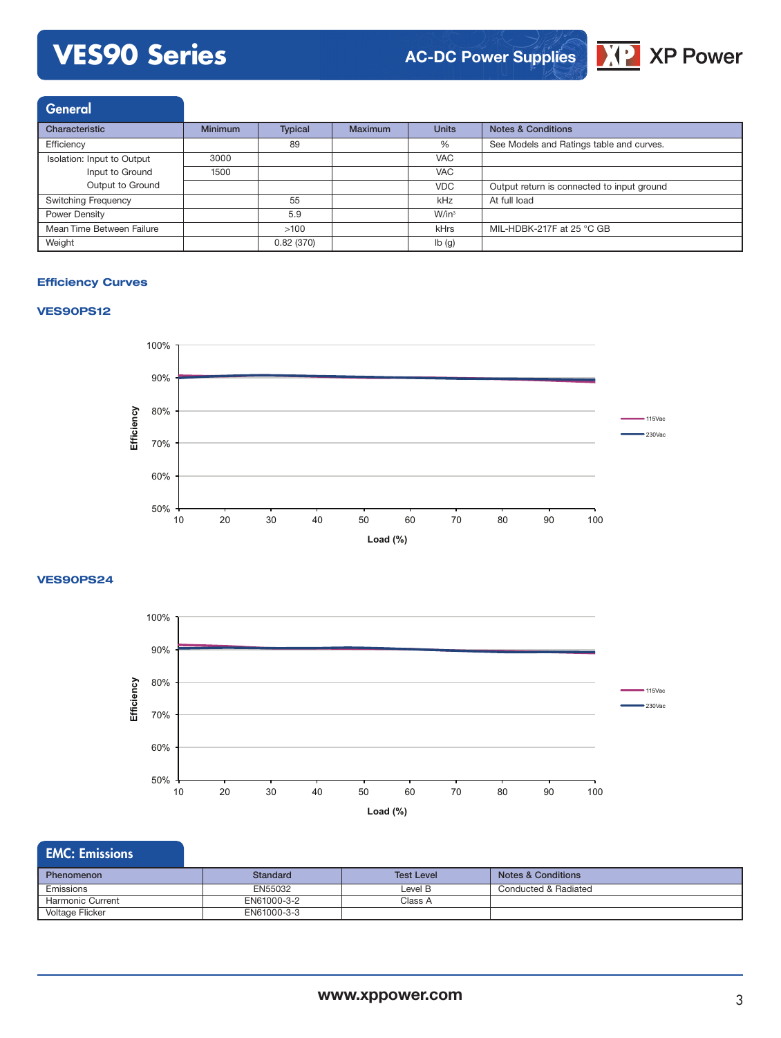## General

| Characteristic | Minimum | Typical | Maximum | Units | Notes & Conditions |
|---|---|---|---|---|---|
| Efficiency | | 89 | | % | See Models and Ratings table and curves. |
| Isolation: Input to Output | 3000 | | | VAC | |
| Input to Ground | 1500 | | | VAC | |
| Output to Ground | | | | VDC | Output return is connected to input ground |
| Switching Frequency | | 55 | | kHz | At full load |
| Power Density | | 5.9 | | W/in³ | |
| Mean Time Between Failure | | >100 | | kHrs | MIL-HDBK-217F at 25 °C GB |
| Weight | | 0.82 (370) | | lb (g) | |

### Efficiency Curves

#### VES90PS12

#### VES90PS24

## EMC: Emissions

| Phenomenon | Standard | Test Level | Notes & Conditions |
|---|---|---|---|
| Emissions | EN55032 | Level B | Conducted & Radiated |
| Harmonic Current | EN61000-3-2 | Class A | |
| Voltage Flicker | EN61000-3-3 | | |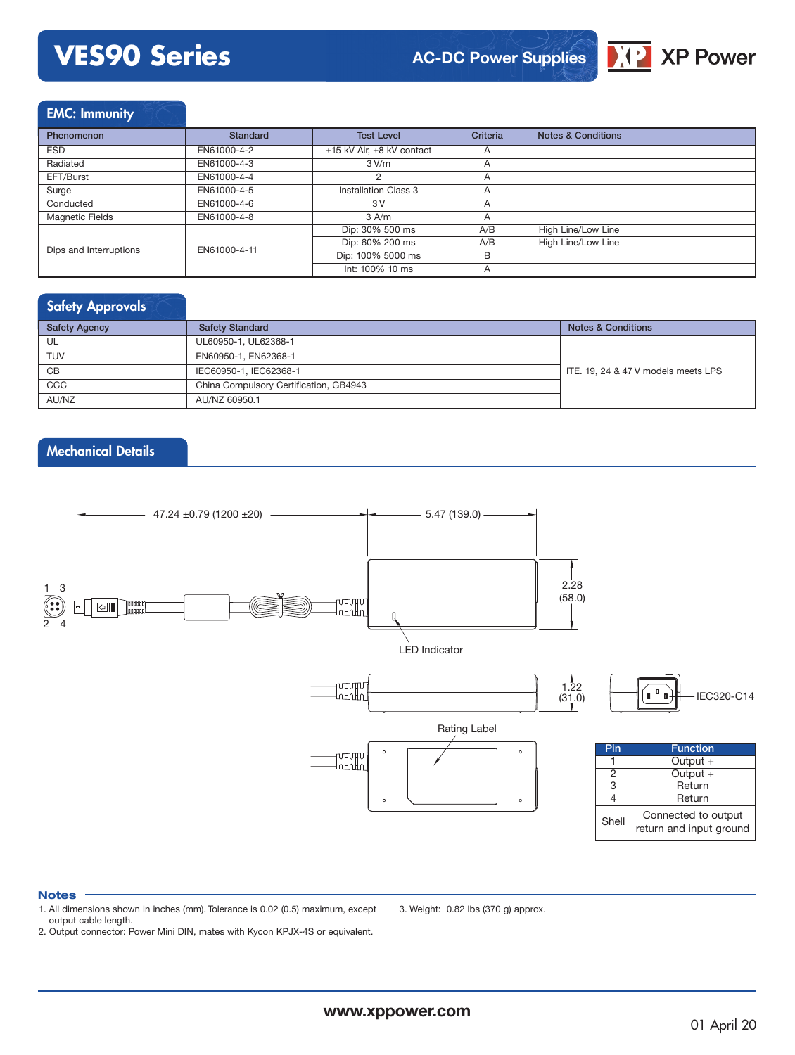# VES90 Series

AC-DC Power Supplies

## EMC: Immunity

| Phenomenon | Standard | Test Level | Criteria | Notes & Conditions |
|---|---|---|---|---|
| ESD | EN61000-4-2 | ±15 kV Air, ±8 kV contact | A | |
| Radiated | EN61000-4-3 | 3 V/m | A | |
| EFT/Burst | EN61000-4-4 | 2 | A | |
| Surge | EN61000-4-5 | Installation Class 3 | A | |
| Conducted | EN61000-4-6 | 3 V | A | |
| Magnetic Fields | EN61000-4-8 | 3 A/m | A | |
| Dips and Interruptions | EN61000-4-11 | Dip: 30% 500 ms | A/B | High Line/Low Line |
| | | Dip: 60% 200 ms | A/B | High Line/Low Line |
| | | Dip: 100% 5000 ms | B | |
| | | Int: 100% 10 ms | A | |

## Safety Approvals

| Safety Agency | Safety Standard | Notes & Conditions |
|---|---|---|
| UL | UL60950-1, UL62368-1 | ITE. 19, 24 & 47 V models meets LPS |
| TUV | EN60950-1, EN62368-1 | |
| CB | IEC60950-1, IEC62368-1 | |
| CCC | China Compulsory Certification, GB4943 | |
| AU/NZ | AU/NZ 60950.1 | |

## Mechanical Details

47.24 ±0.79 (1200 ±20)

5.47 (139.0)

2.28 (58.0)

1.22 (31.0)

LED Indicator

Rating Label

IEC320-C14

1 3

2 4

| Pin | Function |
|---|---|
| 1 | Output + |
| 2 | Output + |
| 3 | Return |
| 4 | Return |
| Shell | Connected to output return and input ground |

### Notes

1. All dimensions shown in inches (mm). Tolerance is 0.02 (0.5) maximum, except output cable length.
2. Output connector: Power Mini DIN, mates with Kycon KPJX-4S or equivalent.
3. Weight: 0.82 lbs (370 g) approx.

www.xppower.com

01 April 20